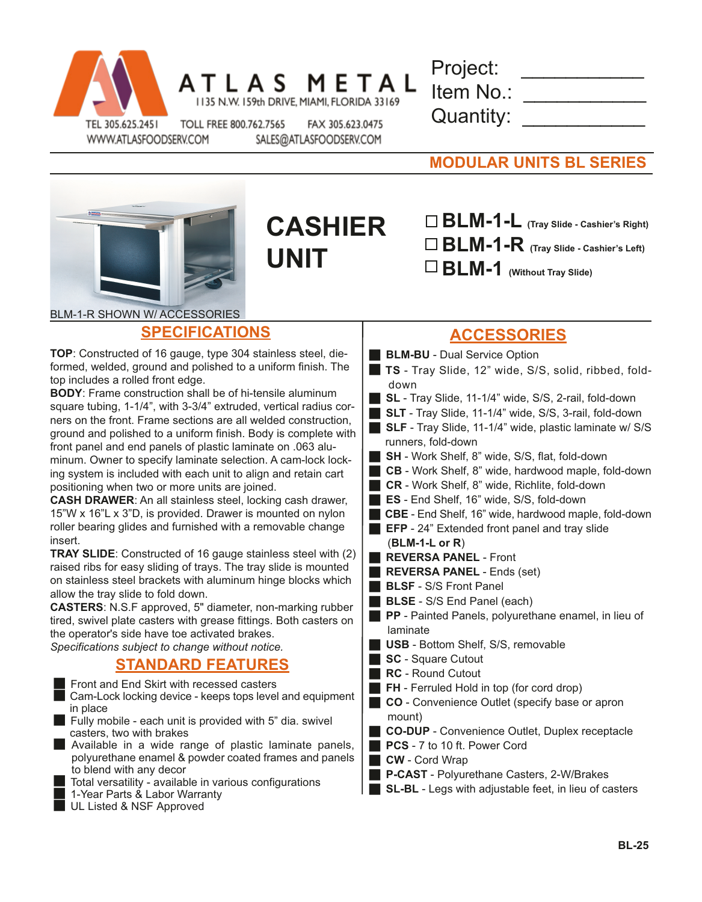ATLAS METAL
1135 N.W. 159th DRIVE, MIAMI, FLORIDA 33169
TEL 305.625.2451 TOLL FREE 800.762.7565 FAX 305.623.0475
WWW.ATLASFOODSERV.COM SALES@ATLASFOODSERV.COM

Project: ___________
Item No.: ___________
Quantity: ___________

## MODULAR UNITS BL SERIES

BLM-1-R SHOWN W/ ACCESSORIES

# CASHIER UNIT

- ☐ **BLM-1-L** (Tray Slide - Cashier's Right)
- ☐ **BLM-1-R** (Tray Slide - Cashier's Left)
- ☐ **BLM-1** (Without Tray Slide)

## SPECIFICATIONS

**TOP**: Constructed of 16 gauge, type 304 stainless steel, die-formed, welded, ground and polished to a uniform finish. The top includes a rolled front edge.

**BODY**: Frame construction shall be of hi-tensile aluminum square tubing, 1-1/4", with 3-3/4" extruded, vertical radius corners on the front. Frame sections are all welded construction, ground and polished to a uniform finish. Body is complete with front panel and end panels of plastic laminate on .063 aluminum. Owner to specify laminate selection. A cam-lock locking system is included with each unit to align and retain cart positioning when two or more units are joined.

**CASH DRAWER**: An all stainless steel, locking cash drawer, 15"W x 16"L x 3"D, is provided. Drawer is mounted on nylon roller bearing glides and furnished with a removable change insert.

**TRAY SLIDE**: Constructed of 16 gauge stainless steel with (2) raised ribs for easy sliding of trays. The tray slide is mounted on stainless steel brackets with aluminum hinge blocks which allow the tray slide to fold down.

**CASTERS**: N.S.F approved, 5" diameter, non-marking rubber tired, swivel plate casters with grease fittings. Both casters on the operator's side have toe activated brakes.

*Specifications subject to change without notice.*

## STANDARD FEATURES

- Front and End Skirt with recessed casters
- Cam-Lock locking device - keeps tops level and equipment in place
- Fully mobile - each unit is provided with 5" dia. swivel casters, two with brakes
- Available in a wide range of plastic laminate panels, polyurethane enamel & powder coated frames and panels to blend with any decor
- Total versatility - available in various configurations
- 1-Year Parts & Labor Warranty
- UL Listed & NSF Approved

## ACCESSORIES

- **BLM-BU** - Dual Service Option
- **TS** - Tray Slide, 12" wide, S/S, solid, ribbed, fold-down
- **SL** - Tray Slide, 11-1/4" wide, S/S, 2-rail, fold-down
- **SLT** - Tray Slide, 11-1/4" wide, S/S, 3-rail, fold-down
- **SLF** - Tray Slide, 11-1/4" wide, plastic laminate w/ S/S runners, fold-down
- **SH** - Work Shelf, 8" wide, S/S, flat, fold-down
- **CB** - Work Shelf, 8" wide, hardwood maple, fold-down
- **CR** - Work Shelf, 8" wide, Richlite, fold-down
- **ES** - End Shelf, 16" wide, S/S, fold-down
- **CBE** - End Shelf, 16" wide, hardwood maple, fold-down
- **EFP** - 24" Extended front panel and tray slide (**BLM-1-L or R**)
- **REVERSA PANEL** - Front
- **REVERSA PANEL** - Ends (set)
- **BLSF** - S/S Front Panel
- **BLSE** - S/S End Panel (each)
- **PP** - Painted Panels, polyurethane enamel, in lieu of laminate
- **USB** - Bottom Shelf, S/S, removable
- **SC** - Square Cutout
- **RC** - Round Cutout
- **FH** - Ferruled Hold in top (for cord drop)
- **CO** - Convenience Outlet (specify base or apron mount)
- **CO-DUP** - Convenience Outlet, Duplex receptacle
- **PCS** - 7 to 10 ft. Power Cord
- **CW** - Cord Wrap
- **P-CAST** - Polyurethane Casters, 2-W/Brakes
- **SL-BL** - Legs with adjustable feet, in lieu of casters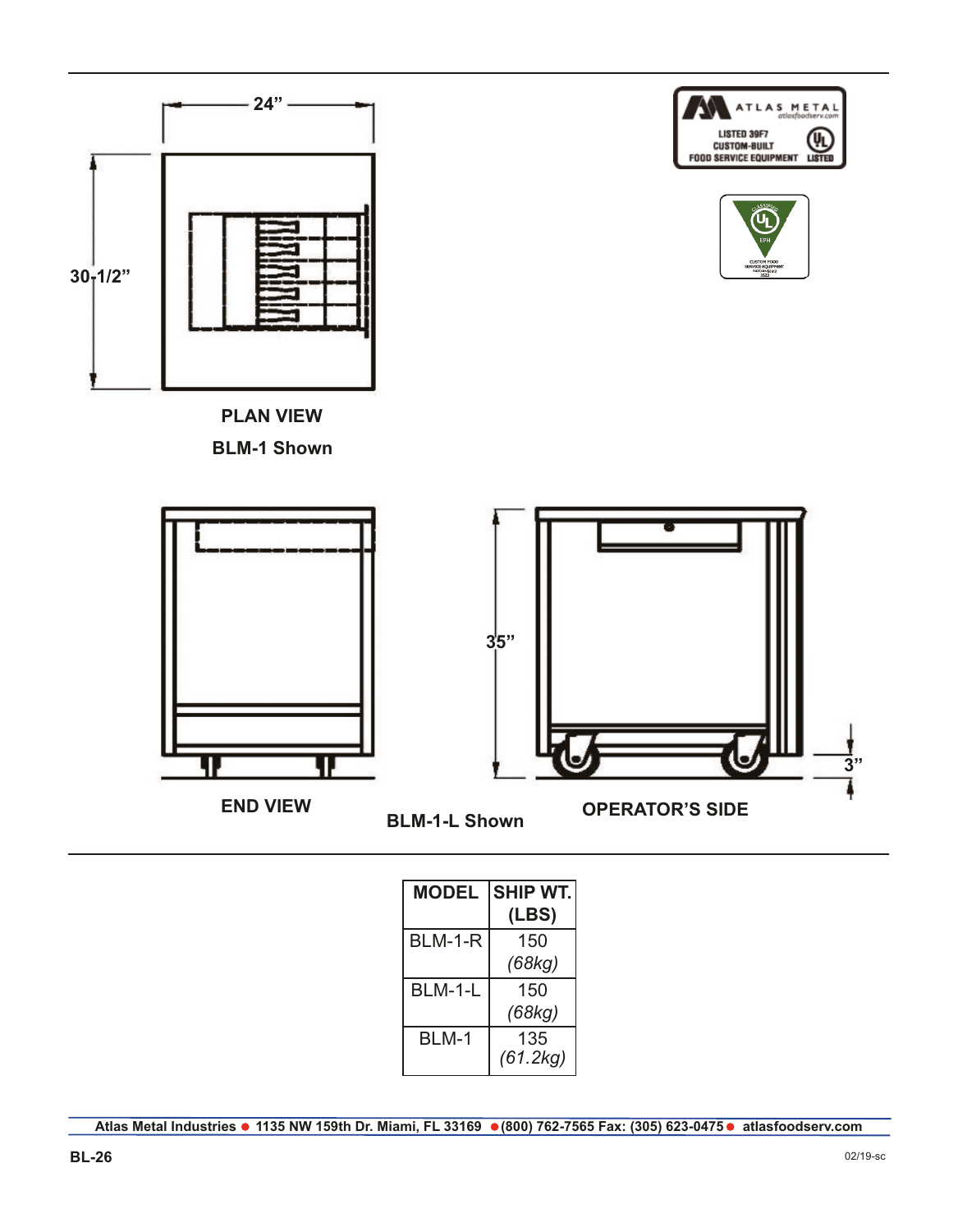24”

30-1/2”

PLAN VIEW

BLM-1 Shown

35”

3”

END VIEW

BLM-1-L Shown

OPERATOR’S SIDE

| MODEL | SHIP WT. (LBS) |
|---|---|
| BLM-1-R | 150 *(68kg)* |
| BLM-1-L | 150 *(68kg)* |
| BLM-1 | 135 *(61.2kg)* |

**Atlas Metal Industries ● 1135 NW 159th Dr. Miami, FL 33169 ● (800) 762-7565 Fax: (305) 623-0475 ● atlasfoodserv.com**

**BL-26**

02/19-sc